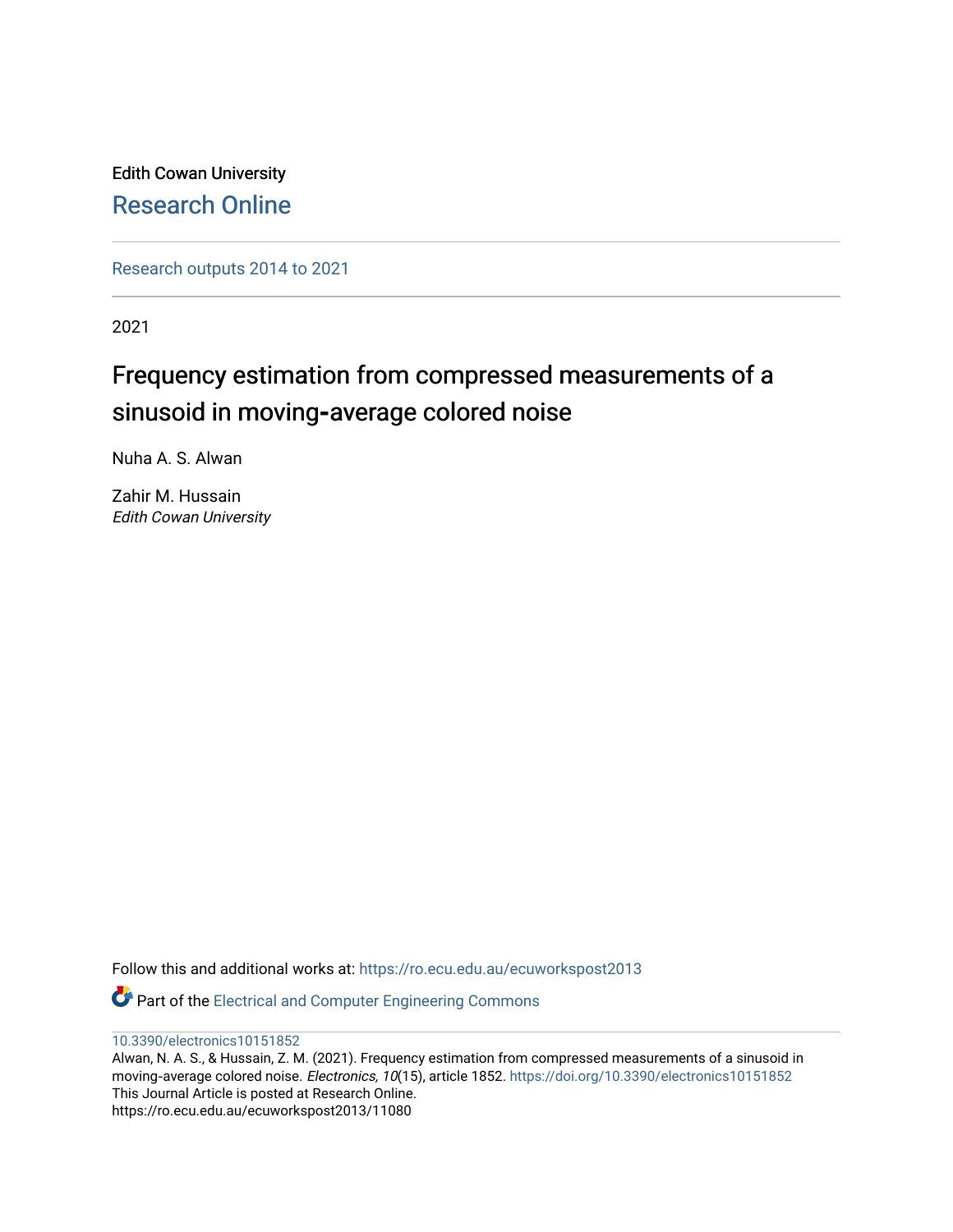Edith Cowan University

Research Online

Research outputs 2014 to 2021

2021

# Frequency estimation from compressed measurements of a sinusoid in moving-average colored noise

Nuha A. S. Alwan

Zahir M. Hussain
*Edith Cowan University*

Follow this and additional works at: https://ro.ecu.edu.au/ecuworkspost2013

Part of the Electrical and Computer Engineering Commons

10.3390/electronics10151852

Alwan, N. A. S., & Hussain, Z. M. (2021). Frequency estimation from compressed measurements of a sinusoid in moving-average colored noise. *Electronics, 10*(15), article 1852. https://doi.org/10.3390/electronics10151852

This Journal Article is posted at Research Online.

https://ro.ecu.edu.au/ecuworkspost2013/11080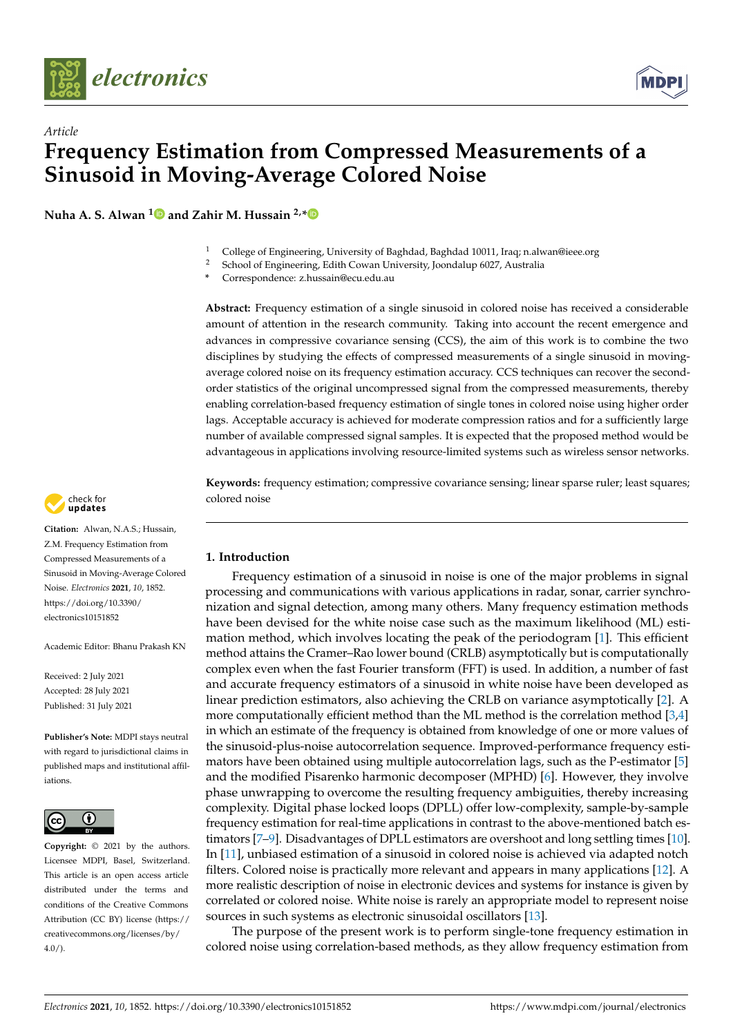Article

# Frequency Estimation from Compressed Measurements of a Sinusoid in Moving-Average Colored Noise

**Nuha A. S. Alwan [1] and Zahir M. Hussain [2,*]**

[1] College of Engineering, University of Baghdad, Baghdad 10011, Iraq; n.alwan@ieee.org
[2] School of Engineering, Edith Cowan University, Joondalup 6027, Australia
\* Correspondence: z.hussain@ecu.edu.au

**Abstract:** Frequency estimation of a single sinusoid in colored noise has received a considerable amount of attention in the research community. Taking into account the recent emergence and advances in compressive covariance sensing (CCS), the aim of this work is to combine the two disciplines by studying the effects of compressed measurements of a single sinusoid in moving-average colored noise on its frequency estimation accuracy. CCS techniques can recover the second-order statistics of the original uncompressed signal from the compressed measurements, thereby enabling correlation-based frequency estimation of single tones in colored noise using higher order lags. Acceptable accuracy is achieved for moderate compression ratios and for a sufficiently large number of available compressed signal samples. It is expected that the proposed method would be advantageous in applications involving resource-limited systems such as wireless sensor networks.

**Keywords:** frequency estimation; compressive covariance sensing; linear sparse ruler; least squares; colored noise

**Citation:** Alwan, N.A.S.; Hussain, Z.M. Frequency Estimation from Compressed Measurements of a Sinusoid in Moving-Average Colored Noise. *Electronics* **2021**, *10*, 1852. https://doi.org/10.3390/electronics10151852

Academic Editor: Bhanu Prakash KN

Received: 2 July 2021
Accepted: 28 July 2021
Published: 31 July 2021

**Publisher's Note:** MDPI stays neutral with regard to jurisdictional claims in published maps and institutional affiliations.

**Copyright:** © 2021 by the authors. Licensee MDPI, Basel, Switzerland. This article is an open access article distributed under the terms and conditions of the Creative Commons Attribution (CC BY) license (https://creativecommons.org/licenses/by/4.0/).

## 1. Introduction

Frequency estimation of a sinusoid in noise is one of the major problems in signal processing and communications with various applications in radar, sonar, carrier synchronization and signal detection, among many others. Many frequency estimation methods have been devised for the white noise case such as the maximum likelihood (ML) estimation method, which involves locating the peak of the periodogram [1]. This efficient method attains the Cramer–Rao lower bound (CRLB) asymptotically but is computationally complex even when the fast Fourier transform (FFT) is used. In addition, a number of fast and accurate frequency estimators of a sinusoid in white noise have been developed as linear prediction estimators, also achieving the CRLB on variance asymptotically [2]. A more computationally efficient method than the ML method is the correlation method [3,4] in which an estimate of the frequency is obtained from knowledge of one or more values of the sinusoid-plus-noise autocorrelation sequence. Improved-performance frequency estimators have been obtained using multiple autocorrelation lags, such as the P-estimator [5] and the modified Pisarenko harmonic decomposer (MPHD) [6]. However, they involve phase unwrapping to overcome the resulting frequency ambiguities, thereby increasing complexity. Digital phase locked loops (DPLL) offer low-complexity, sample-by-sample frequency estimation for real-time applications in contrast to the above-mentioned batch estimators [7–9]. Disadvantages of DPLL estimators are overshoot and long settling times [10]. In [11], unbiased estimation of a sinusoid in colored noise is achieved via adapted notch filters. Colored noise is practically more relevant and appears in many applications [12]. A more realistic description of noise in electronic devices and systems for instance is given by correlated or colored noise. White noise is rarely an appropriate model to represent noise sources in such systems as electronic sinusoidal oscillators [13].

The purpose of the present work is to perform single-tone frequency estimation in colored noise using correlation-based methods, as they allow frequency estimation from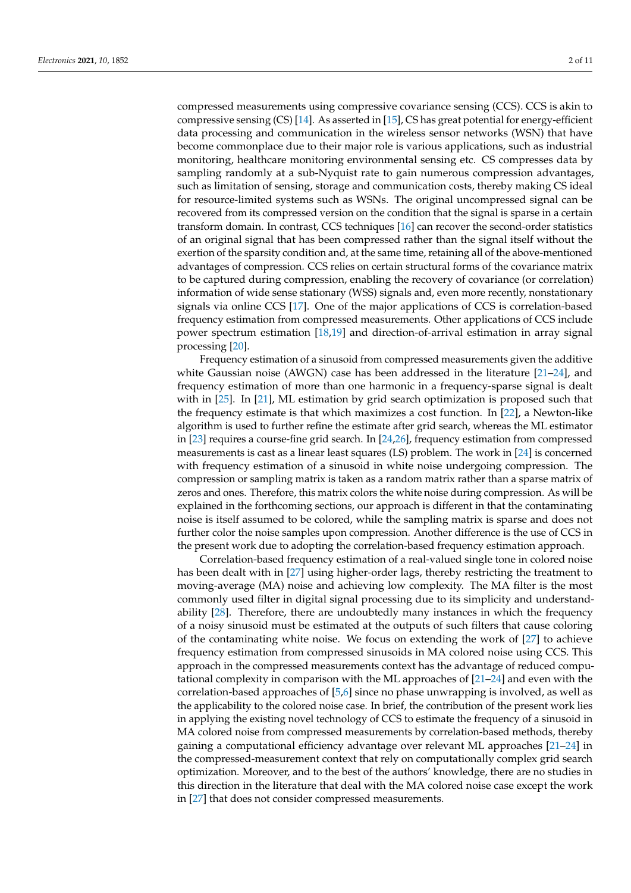compressed measurements using compressive covariance sensing (CCS). CCS is akin to compressive sensing (CS) [14]. As asserted in [15], CS has great potential for energy-efficient data processing and communication in the wireless sensor networks (WSN) that have become commonplace due to their major role is various applications, such as industrial monitoring, healthcare monitoring environmental sensing etc. CS compresses data by sampling randomly at a sub-Nyquist rate to gain numerous compression advantages, such as limitation of sensing, storage and communication costs, thereby making CS ideal for resource-limited systems such as WSNs. The original uncompressed signal can be recovered from its compressed version on the condition that the signal is sparse in a certain transform domain. In contrast, CCS techniques [16] can recover the second-order statistics of an original signal that has been compressed rather than the signal itself without the exertion of the sparsity condition and, at the same time, retaining all of the above-mentioned advantages of compression. CCS relies on certain structural forms of the covariance matrix to be captured during compression, enabling the recovery of covariance (or correlation) information of wide sense stationary (WSS) signals and, even more recently, nonstationary signals via online CCS [17]. One of the major applications of CCS is correlation-based frequency estimation from compressed measurements. Other applications of CCS include power spectrum estimation [18,19] and direction-of-arrival estimation in array signal processing [20].

Frequency estimation of a sinusoid from compressed measurements given the additive white Gaussian noise (AWGN) case has been addressed in the literature [21–24], and frequency estimation of more than one harmonic in a frequency-sparse signal is dealt with in [25]. In [21], ML estimation by grid search optimization is proposed such that the frequency estimate is that which maximizes a cost function. In [22], a Newton-like algorithm is used to further refine the estimate after grid search, whereas the ML estimator in [23] requires a course-fine grid search. In [24,26], frequency estimation from compressed measurements is cast as a linear least squares (LS) problem. The work in [24] is concerned with frequency estimation of a sinusoid in white noise undergoing compression. The compression or sampling matrix is taken as a random matrix rather than a sparse matrix of zeros and ones. Therefore, this matrix colors the white noise during compression. As will be explained in the forthcoming sections, our approach is different in that the contaminating noise is itself assumed to be colored, while the sampling matrix is sparse and does not further color the noise samples upon compression. Another difference is the use of CCS in the present work due to adopting the correlation-based frequency estimation approach.

Correlation-based frequency estimation of a real-valued single tone in colored noise has been dealt with in [27] using higher-order lags, thereby restricting the treatment to moving-average (MA) noise and achieving low complexity. The MA filter is the most commonly used filter in digital signal processing due to its simplicity and understandability [28]. Therefore, there are undoubtedly many instances in which the frequency of a noisy sinusoid must be estimated at the outputs of such filters that cause coloring of the contaminating white noise. We focus on extending the work of [27] to achieve frequency estimation from compressed sinusoids in MA colored noise using CCS. This approach in the compressed measurements context has the advantage of reduced computational complexity in comparison with the ML approaches of [21–24] and even with the correlation-based approaches of [5,6] since no phase unwrapping is involved, as well as the applicability to the colored noise case. In brief, the contribution of the present work lies in applying the existing novel technology of CCS to estimate the frequency of a sinusoid in MA colored noise from compressed measurements by correlation-based methods, thereby gaining a computational efficiency advantage over relevant ML approaches [21–24] in the compressed-measurement context that rely on computationally complex grid search optimization. Moreover, and to the best of the authors' knowledge, there are no studies in this direction in the literature that deal with the MA colored noise case except the work in [27] that does not consider compressed measurements.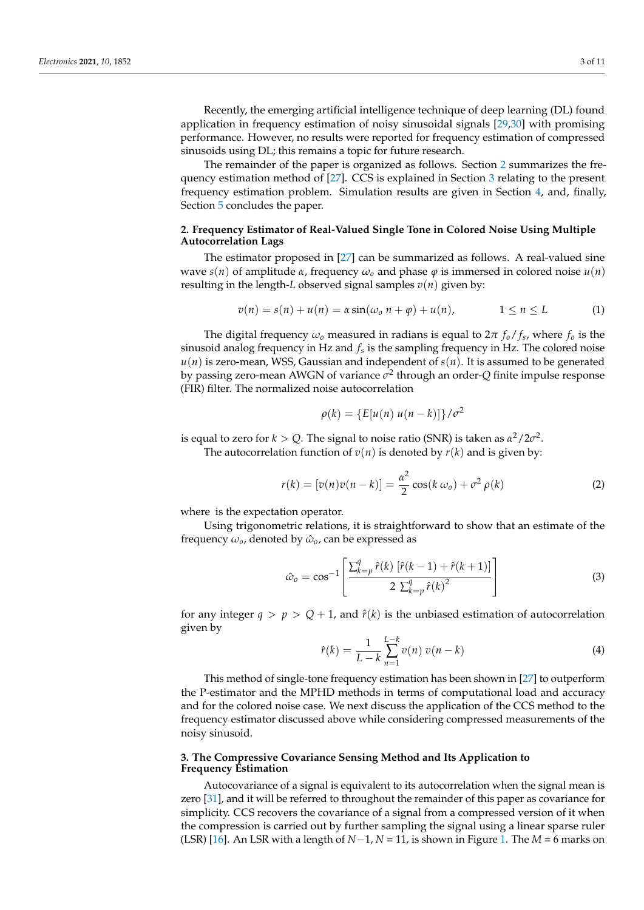Recently, the emerging artificial intelligence technique of deep learning (DL) found application in frequency estimation of noisy sinusoidal signals [29,30] with promising performance. However, no results were reported for frequency estimation of compressed sinusoids using DL; this remains a topic for future research.

The remainder of the paper is organized as follows. Section 2 summarizes the frequency estimation method of [27]. CCS is explained in Section 3 relating to the present frequency estimation problem. Simulation results are given in Section 4, and, finally, Section 5 concludes the paper.

## 2. Frequency Estimator of Real-Valued Single Tone in Colored Noise Using Multiple Autocorrelation Lags

The estimator proposed in [27] can be summarized as follows. A real-valued sine wave $s(n)$ of amplitude $\alpha$, frequency $\omega_o$ and phase $\varphi$ is immersed in colored noise $u(n)$ resulting in the length-$L$ observed signal samples $v(n)$ given by:

$$v(n) = s(n) + u(n) = \alpha \sin(\omega_o \, n + \varphi) + u(n), \qquad 1 \le n \le L \tag{1}$$

The digital frequency $\omega_o$ measured in radians is equal to $2\pi \; f_o / f_s$, where $f_o$ is the sinusoid analog frequency in Hz and $f_s$ is the sampling frequency in Hz. The colored noise $u(n)$ is zero-mean, WSS, Gaussian and independent of $s(n)$. It is assumed to be generated by passing zero-mean AWGN of variance $\sigma^2$ through an order-$Q$ finite impulse response (FIR) filter. The normalized noise autocorrelation

$$\rho(k) = \{E[u(n)\, u(n-k)]\}/\sigma^2$$

is equal to zero for $k > Q$. The signal to noise ratio (SNR) is taken as $\alpha^2/2\sigma^2$.

The autocorrelation function of $v(n)$ is denoted by $r(k)$ and is given by:

$$r(k) = [v(n)v(n-k)] = \frac{\alpha^2}{2}\cos(k\,\omega_o) + \sigma^2\,\rho(k) \tag{2}$$

where  is the expectation operator.

Using trigonometric relations, it is straightforward to show that an estimate of the frequency $\omega_o$, denoted by $\hat{\omega}_o$, can be expressed as

$$\hat{\omega}_o = \cos^{-1}\left[\frac{\sum_{k=p}^{q} \hat{r}(k)\,[\hat{r}(k-1) + \hat{r}(k+1)]}{2\,\sum_{k=p}^{q} \hat{r}(k)^2}\right] \tag{3}$$

for any integer $q > p > Q + 1$, and $\hat{r}(k)$ is the unbiased estimation of autocorrelation given by

$$\hat{r}(k) = \frac{1}{L-k}\sum_{n=1}^{L-k} v(n)\, v(n-k) \tag{4}$$

This method of single-tone frequency estimation has been shown in [27] to outperform the P-estimator and the MPHD methods in terms of computational load and accuracy and for the colored noise case. We next discuss the application of the CCS method to the frequency estimator discussed above while considering compressed measurements of the noisy sinusoid.

## 3. The Compressive Covariance Sensing Method and Its Application to Frequency Estimation

Autocovariance of a signal is equivalent to its autocorrelation when the signal mean is zero [31], and it will be referred to throughout the remainder of this paper as covariance for simplicity. CCS recovers the covariance of a signal from a compressed version of it when the compression is carried out by further sampling the signal using a linear sparse ruler (LSR) [16]. An LSR with a length of $N-1$, $N$ = 11, is shown in Figure 1. The $M$ = 6 marks on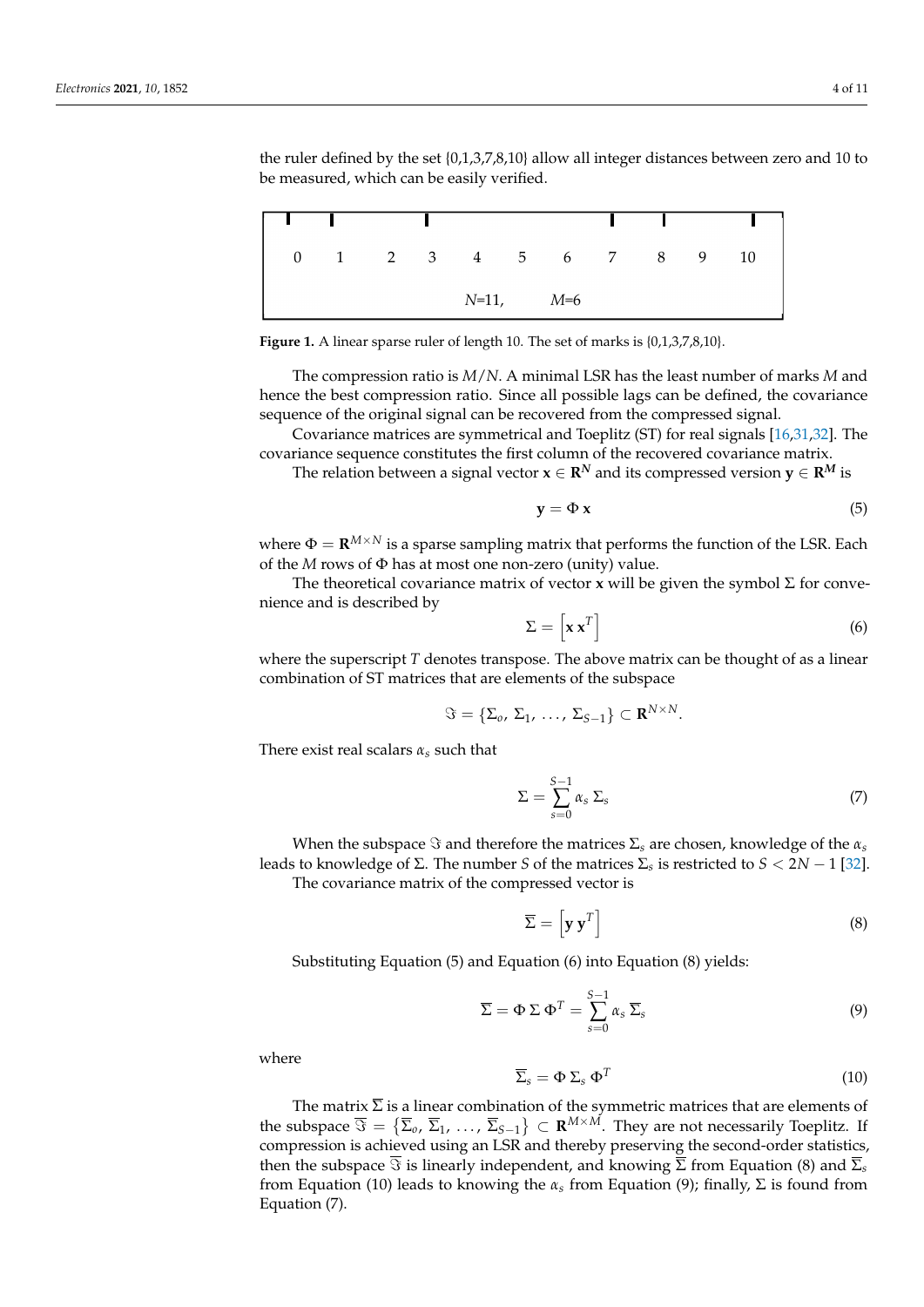the ruler defined by the set {0,1,3,7,8,10} allow all integer distances between zero and 10 to be measured, which can be easily verified.

| 0 | 1 | 2 | 3 | 4 | 5 | 6 | 7 | 8 | 9 | 10 |
|---|---|---|---|---|---|---|---|---|---|---|

$N$=11, $M$=6

**Figure 1.** A linear sparse ruler of length 10. The set of marks is {0,1,3,7,8,10}.

The compression ratio is $M/N$. A minimal LSR has the least number of marks $M$ and hence the best compression ratio. Since all possible lags can be defined, the covariance sequence of the original signal can be recovered from the compressed signal.

Covariance matrices are symmetrical and Toeplitz (ST) for real signals [16,31,32]. The covariance sequence constitutes the first column of the recovered covariance matrix.

The relation between a signal vector $\mathbf{x} \in \mathbf{R}^{\boldsymbol{N}}$ and its compressed version $\mathbf{y} \in \mathbf{R}^{\boldsymbol{M}}$ is

$$\mathbf{y} = \Phi\,\mathbf{x} \tag{5}$$

where $\Phi = \mathbf{R}^{M \times N}$ is a sparse sampling matrix that performs the function of the LSR. Each of the $M$ rows of $\Phi$ has at most one non-zero (unity) value.

The theoretical covariance matrix of vector $\mathbf{x}$ will be given the symbol $\Sigma$ for convenience and is described by

$$\Sigma = \left[\mathbf{x}\,\mathbf{x}^T\right] \tag{6}$$

where the superscript $T$ denotes transpose. The above matrix can be thought of as a linear combination of ST matrices that are elements of the subspace

$$\Im = \{\Sigma_o,\, \Sigma_1,\, \ldots,\, \Sigma_{S-1}\} \subset \mathbf{R}^{N \times N}.$$

There exist real scalars $\alpha_s$ such that

$$\Sigma = \sum_{s=0}^{S-1} \alpha_s\,\Sigma_s \tag{7}$$

When the subspace $\Im$ and therefore the matrices $\Sigma_s$ are chosen, knowledge of the $\alpha_s$ leads to knowledge of $\Sigma$. The number $S$ of the matrices $\Sigma_s$ is restricted to $S < 2N - 1$ [32].

The covariance matrix of the compressed vector is

$$\overline{\Sigma} = \left[\mathbf{y}\,\mathbf{y}^T\right] \tag{8}$$

Substituting Equation (5) and Equation (6) into Equation (8) yields:

$$\overline{\Sigma} = \Phi\,\Sigma\,\Phi^T = \sum_{s=0}^{S-1} \alpha_s\,\overline{\Sigma}_s \tag{9}$$

where

$$\overline{\Sigma}_s = \Phi\,\Sigma_s\,\Phi^T \tag{10}$$

The matrix $\overline{\Sigma}$ is a linear combination of the symmetric matrices that are elements of the subspace $\overline{\Im} = \{\overline{\Sigma}_o,\, \overline{\Sigma}_1,\, \ldots,\, \overline{\Sigma}_{S-1}\} \subset \mathbf{R}^{M \times M}$. They are not necessarily Toeplitz. If compression is achieved using an LSR and thereby preserving the second-order statistics, then the subspace $\overline{\Im}$ is linearly independent, and knowing $\overline{\Sigma}$ from Equation (8) and $\overline{\Sigma}_s$ from Equation (10) leads to knowing the $\alpha_s$ from Equation (9); finally, $\Sigma$ is found from Equation (7).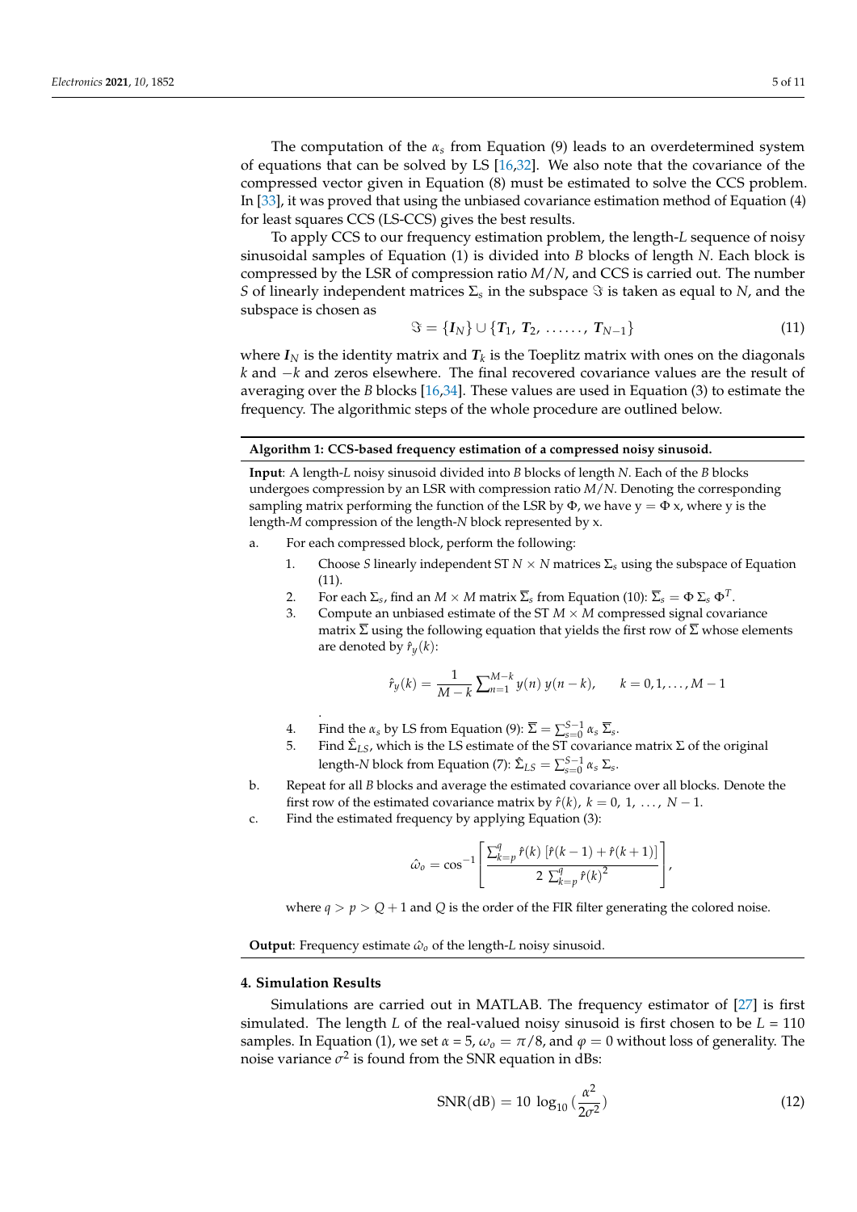The computation of the $\alpha_s$ from Equation (9) leads to an overdetermined system of equations that can be solved by LS [16,32]. We also note that the covariance of the compressed vector given in Equation (8) must be estimated to solve the CCS problem. In [33], it was proved that using the unbiased covariance estimation method of Equation (4) for least squares CCS (LS-CCS) gives the best results.

To apply CCS to our frequency estimation problem, the length-$L$ sequence of noisy sinusoidal samples of Equation (1) is divided into $B$ blocks of length $N$. Each block is compressed by the LSR of compression ratio $M/N$, and CCS is carried out. The number $S$ of linearly independent matrices $\Sigma_s$ in the subspace $\Im$ is taken as equal to $N$, and the subspace is chosen as

$$\Im = \{\boldsymbol{I}_N\} \cup \{\boldsymbol{T}_1,\ \boldsymbol{T}_2,\ \ldots\ldots,\ \boldsymbol{T}_{N-1}\} \tag{11}$$

where $\boldsymbol{I}_N$ is the identity matrix and $\boldsymbol{T}_k$ is the Toeplitz matrix with ones on the diagonals $k$ and $-k$ and zeros elsewhere. The final recovered covariance values are the result of averaging over the $B$ blocks [16,34]. These values are used in Equation (3) to estimate the frequency. The algorithmic steps of the whole procedure are outlined below.

---

**Algorithm 1: CCS-based frequency estimation of a compressed noisy sinusoid.**

---

**Input**: A length-$L$ noisy sinusoid divided into $B$ blocks of length $N$. Each of the $B$ blocks undergoes compression by an LSR with compression ratio $M/N$. Denoting the corresponding sampling matrix performing the function of the LSR by $\Phi$, we have $y = \Phi\, x$, where y is the length-$M$ compression of the length-$N$ block represented by x.

a. For each compressed block, perform the following:
   1. Choose $S$ linearly independent ST $N \times N$ matrices $\Sigma_s$ using the subspace of Equation (11).
   2. For each $\Sigma_s$, find an $M \times M$ matrix $\overline{\Sigma}_s$ from Equation (10): $\overline{\Sigma}_s = \Phi\, \Sigma_s\, \Phi^T$.
   3. Compute an unbiased estimate of the ST $M \times M$ compressed signal covariance matrix $\overline{\Sigma}$ using the following equation that yields the first row of $\overline{\Sigma}$ whose elements are denoted by $\hat{r}_y(k)$:

$$\hat{r}_y(k) = \frac{1}{M-k}\sum_{n=1}^{M-k} y(n)\, y(n-k), \qquad k = 0, 1, \ldots, M-1$$

   .
   4. Find the $\alpha_s$ by LS from Equation (9): $\overline{\Sigma} = \sum_{s=0}^{S-1} \alpha_s\, \overline{\Sigma}_s$.
   5. Find $\hat{\Sigma}_{LS}$, which is the LS estimate of the ST covariance matrix $\Sigma$ of the original length-$N$ block from Equation (7): $\hat{\Sigma}_{LS} = \sum_{s=0}^{S-1} \alpha_s\, \Sigma_s$.

b. Repeat for all $B$ blocks and average the estimated covariance over all blocks. Denote the first row of the estimated covariance matrix by $\hat{r}(k)$, $k = 0,\ 1,\ \ldots,\ N-1$.

c. Find the estimated frequency by applying Equation (3):

$$\hat{\omega}_o = \cos^{-1}\left[\frac{\sum_{k=p}^{q} \hat{r}(k)\ [\hat{r}(k-1) + \hat{r}(k+1)]}{2\ \sum_{k=p}^{q} \hat{r}(k)^2}\right],$$

where $q > p > Q + 1$ and $Q$ is the order of the FIR filter generating the colored noise.

**Output**: Frequency estimate $\hat{\omega}_o$ of the length-$L$ noisy sinusoid.

---

## 4. Simulation Results

Simulations are carried out in MATLAB. The frequency estimator of [27] is first simulated. The length $L$ of the real-valued noisy sinusoid is first chosen to be $L$ = 110 samples. In Equation (1), we set $\alpha$ = 5, $\omega_o = \pi/8$, and $\varphi = 0$ without loss of generality. The noise variance $\sigma^2$ is found from the SNR equation in dBs:

$$\mathrm{SNR(dB)} = 10\ \log_{10}\left(\frac{\alpha^2}{2\sigma^2}\right) \tag{12}$$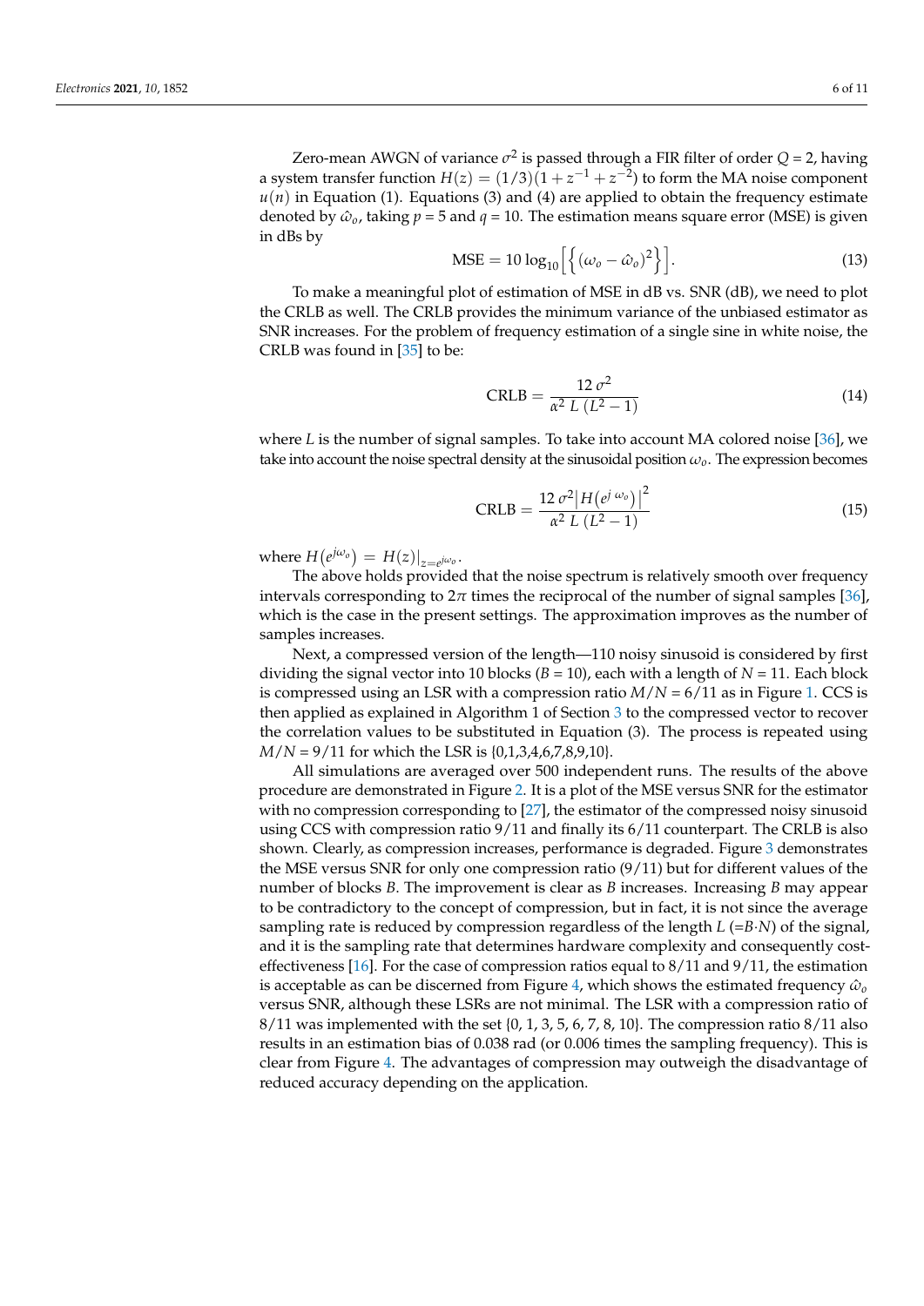Zero-mean AWGN of variance $\sigma^2$ is passed through a FIR filter of order $Q$ = 2, having a system transfer function $H(z) = (1/3)(1 + z^{-1} + z^{-2})$ to form the MA noise component $u(n)$ in Equation (1). Equations (3) and (4) are applied to obtain the frequency estimate denoted by $\hat{\omega}_o$, taking $p$ = 5 and $q$ = 10. The estimation means square error (MSE) is given in dBs by

$$\text{MSE} = 10 \log_{10}\left[\left\{(\omega_o - \hat{\omega}_o)^2\right\}\right]. \tag{13}$$

To make a meaningful plot of estimation of MSE in dB vs. SNR (dB), we need to plot the CRLB as well. The CRLB provides the minimum variance of the unbiased estimator as SNR increases. For the problem of frequency estimation of a single sine in white noise, the CRLB was found in [35] to be:

$$\text{CRLB} = \frac{12\,\sigma^2}{\alpha^2\,L\,(L^2 - 1)} \tag{14}$$

where $L$ is the number of signal samples. To take into account MA colored noise [36], we take into account the noise spectral density at the sinusoidal position $\omega_o$. The expression becomes

$$\text{CRLB} = \frac{12\,\sigma^2 \left|H\left(e^{j\,\omega_o}\right)\right|^2}{\alpha^2\,L\,(L^2 - 1)} \tag{15}$$

where $H\left(e^{j\omega_o}\right) = H(z)|_{z=e^{j\omega_o}}$.

The above holds provided that the noise spectrum is relatively smooth over frequency intervals corresponding to $2\pi$ times the reciprocal of the number of signal samples [36], which is the case in the present settings. The approximation improves as the number of samples increases.

Next, a compressed version of the length—110 noisy sinusoid is considered by first dividing the signal vector into 10 blocks ($B$ = 10), each with a length of $N$ = 11. Each block is compressed using an LSR with a compression ratio $M/N$ = 6/11 as in Figure 1. CCS is then applied as explained in Algorithm 1 of Section 3 to the compressed vector to recover the correlation values to be substituted in Equation (3). The process is repeated using $M/N$ = 9/11 for which the LSR is {0,1,3,4,6,7,8,9,10}.

All simulations are averaged over 500 independent runs. The results of the above procedure are demonstrated in Figure 2. It is a plot of the MSE versus SNR for the estimator with no compression corresponding to [27], the estimator of the compressed noisy sinusoid using CCS with compression ratio 9/11 and finally its 6/11 counterpart. The CRLB is also shown. Clearly, as compression increases, performance is degraded. Figure 3 demonstrates the MSE versus SNR for only one compression ratio (9/11) but for different values of the number of blocks $B$. The improvement is clear as $B$ increases. Increasing $B$ may appear to be contradictory to the concept of compression, but in fact, it is not since the average sampling rate is reduced by compression regardless of the length $L$ (=$B{\cdot}N$) of the signal, and it is the sampling rate that determines hardware complexity and consequently cost-effectiveness [16]. For the case of compression ratios equal to 8/11 and 9/11, the estimation is acceptable as can be discerned from Figure 4, which shows the estimated frequency $\hat{\omega}_o$ versus SNR, although these LSRs are not minimal. The LSR with a compression ratio of 8/11 was implemented with the set {0, 1, 3, 5, 6, 7, 8, 10}. The compression ratio 8/11 also results in an estimation bias of 0.038 rad (or 0.006 times the sampling frequency). This is clear from Figure 4. The advantages of compression may outweigh the disadvantage of reduced accuracy depending on the application.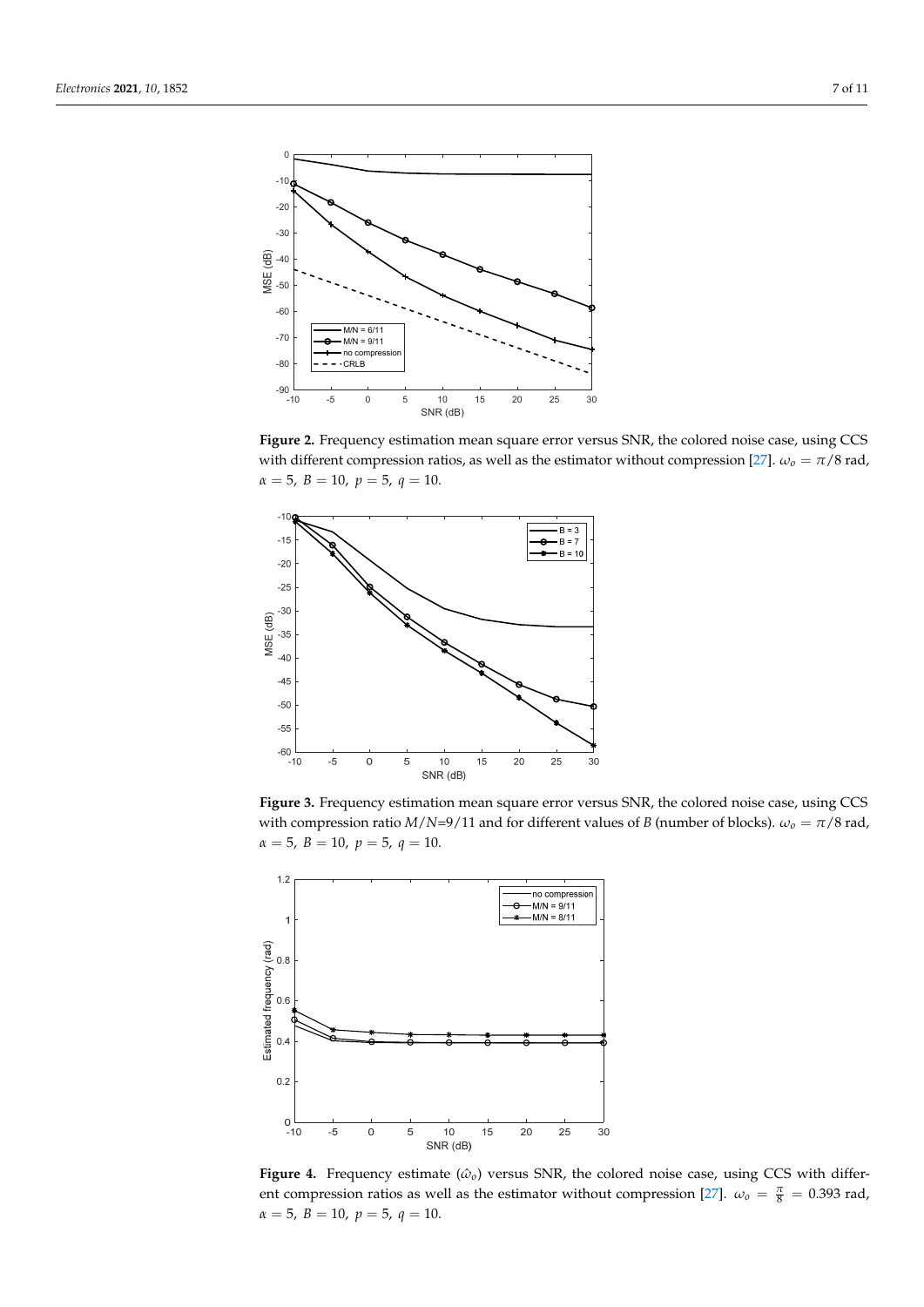**Figure 2.** Frequency estimation mean square error versus SNR, the colored noise case, using CCS with different compression ratios, as well as the estimator without compression [27]. $\omega_o = \pi/8$ rad, $\alpha = 5,\ B = 10,\ p = 5,\ q = 10$.

**Figure 3.** Frequency estimation mean square error versus SNR, the colored noise case, using CCS with compression ratio $M/N$=9/11 and for different values of $B$ (number of blocks). $\omega_o = \pi/8$ rad, $\alpha = 5,\ B = 10,\ p = 5,\ q = 10$.

**Figure 4.** Frequency estimate ($\hat{\omega}_o$) versus SNR, the colored noise case, using CCS with different compression ratios as well as the estimator without compression [27]. $\omega_o = \frac{\pi}{8} = 0.393$ rad, $\alpha = 5,\ B = 10,\ p = 5,\ q = 10$.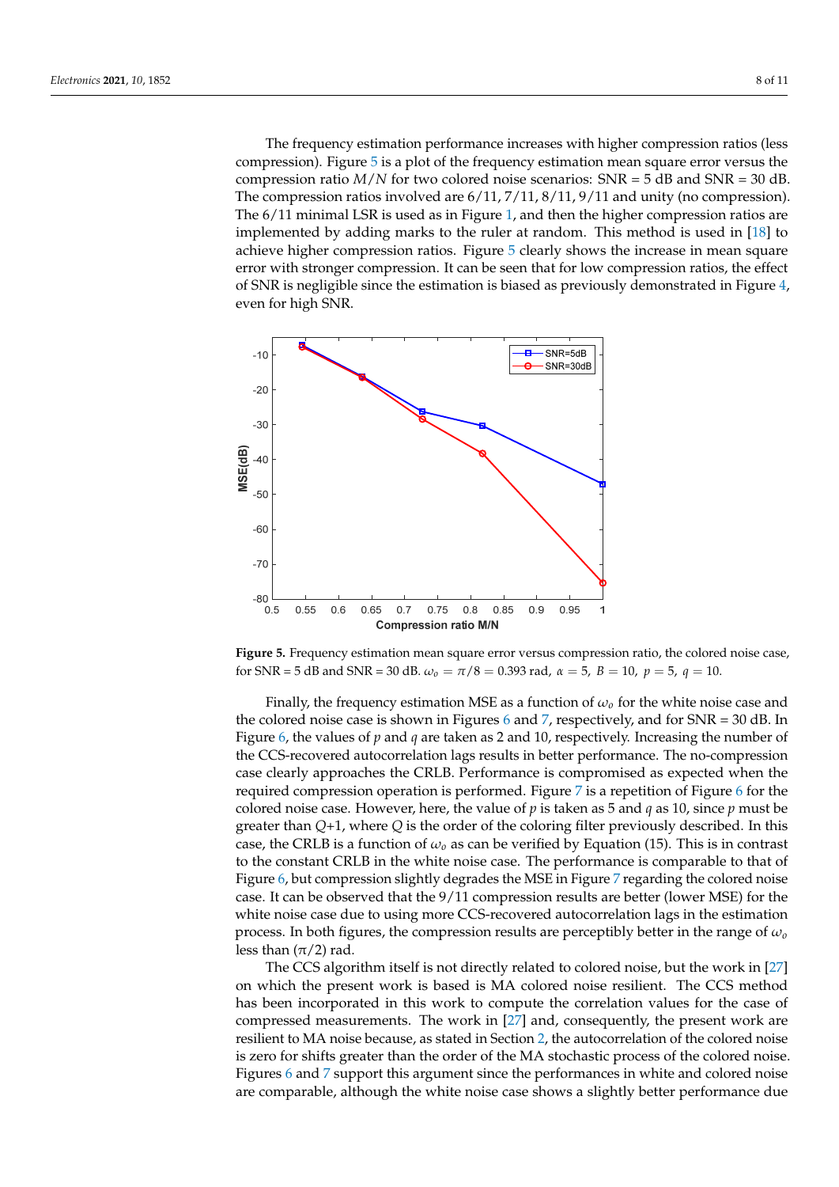The frequency estimation performance increases with higher compression ratios (less compression). Figure 5 is a plot of the frequency estimation mean square error versus the compression ratio $M/N$ for two colored noise scenarios: SNR = 5 dB and SNR = 30 dB. The compression ratios involved are 6/11, 7/11, 8/11, 9/11 and unity (no compression). The 6/11 minimal LSR is used as in Figure 1, and then the higher compression ratios are implemented by adding marks to the ruler at random. This method is used in [18] to achieve higher compression ratios. Figure 5 clearly shows the increase in mean square error with stronger compression. It can be seen that for low compression ratios, the effect of SNR is negligible since the estimation is biased as previously demonstrated in Figure 4, even for high SNR.

**Figure 5.** Frequency estimation mean square error versus compression ratio, the colored noise case, for SNR = 5 dB and SNR = 30 dB. $\omega_o = \pi/8 = 0.393$ rad, $\alpha = 5$, $B = 10$, $p = 5$, $q = 10$.

Finally, the frequency estimation MSE as a function of $\omega_o$ for the white noise case and the colored noise case is shown in Figures 6 and 7, respectively, and for SNR = 30 dB. In Figure 6, the values of $p$ and $q$ are taken as 2 and 10, respectively. Increasing the number of the CCS-recovered autocorrelation lags results in better performance. The no-compression case clearly approaches the CRLB. Performance is compromised as expected when the required compression operation is performed. Figure 7 is a repetition of Figure 6 for the colored noise case. However, here, the value of $p$ is taken as 5 and $q$ as 10, since $p$ must be greater than $Q$+1, where $Q$ is the order of the coloring filter previously described. In this case, the CRLB is a function of $\omega_o$ as can be verified by Equation (15). This is in contrast to the constant CRLB in the white noise case. The performance is comparable to that of Figure 6, but compression slightly degrades the MSE in Figure 7 regarding the colored noise case. It can be observed that the 9/11 compression results are better (lower MSE) for the white noise case due to using more CCS-recovered autocorrelation lags in the estimation process. In both figures, the compression results are perceptibly better in the range of $\omega_o$ less than ($\pi/2$) rad.

The CCS algorithm itself is not directly related to colored noise, but the work in [27] on which the present work is based is MA colored noise resilient. The CCS method has been incorporated in this work to compute the correlation values for the case of compressed measurements. The work in [27] and, consequently, the present work are resilient to MA noise because, as stated in Section 2, the autocorrelation of the colored noise is zero for shifts greater than the order of the MA stochastic process of the colored noise. Figures 6 and 7 support this argument since the performances in white and colored noise are comparable, although the white noise case shows a slightly better performance due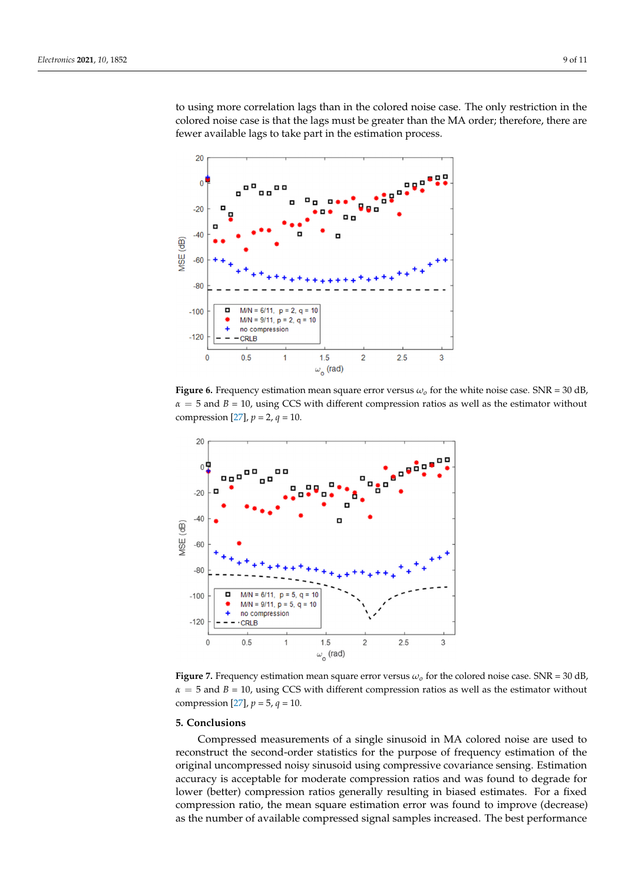to using more correlation lags than in the colored noise case. The only restriction in the colored noise case is that the lags must be greater than the MA order; therefore, there are fewer available lags to take part in the estimation process.

**Figure 6.** Frequency estimation mean square error versus $\omega_o$ for the white noise case. SNR = 30 dB, $\alpha = 5$ and $B = 10$, using CCS with different compression ratios as well as the estimator without compression [27], $p = 2$, $q = 10$.

**Figure 7.** Frequency estimation mean square error versus $\omega_o$ for the colored noise case. SNR = 30 dB, $\alpha = 5$ and $B = 10$, using CCS with different compression ratios as well as the estimator without compression [27], $p = 5$, $q = 10$.

## 5. Conclusions

Compressed measurements of a single sinusoid in MA colored noise are used to reconstruct the second-order statistics for the purpose of frequency estimation of the original uncompressed noisy sinusoid using compressive covariance sensing. Estimation accuracy is acceptable for moderate compression ratios and was found to degrade for lower (better) compression ratios generally resulting in biased estimates. For a fixed compression ratio, the mean square estimation error was found to improve (decrease) as the number of available compressed signal samples increased. The best performance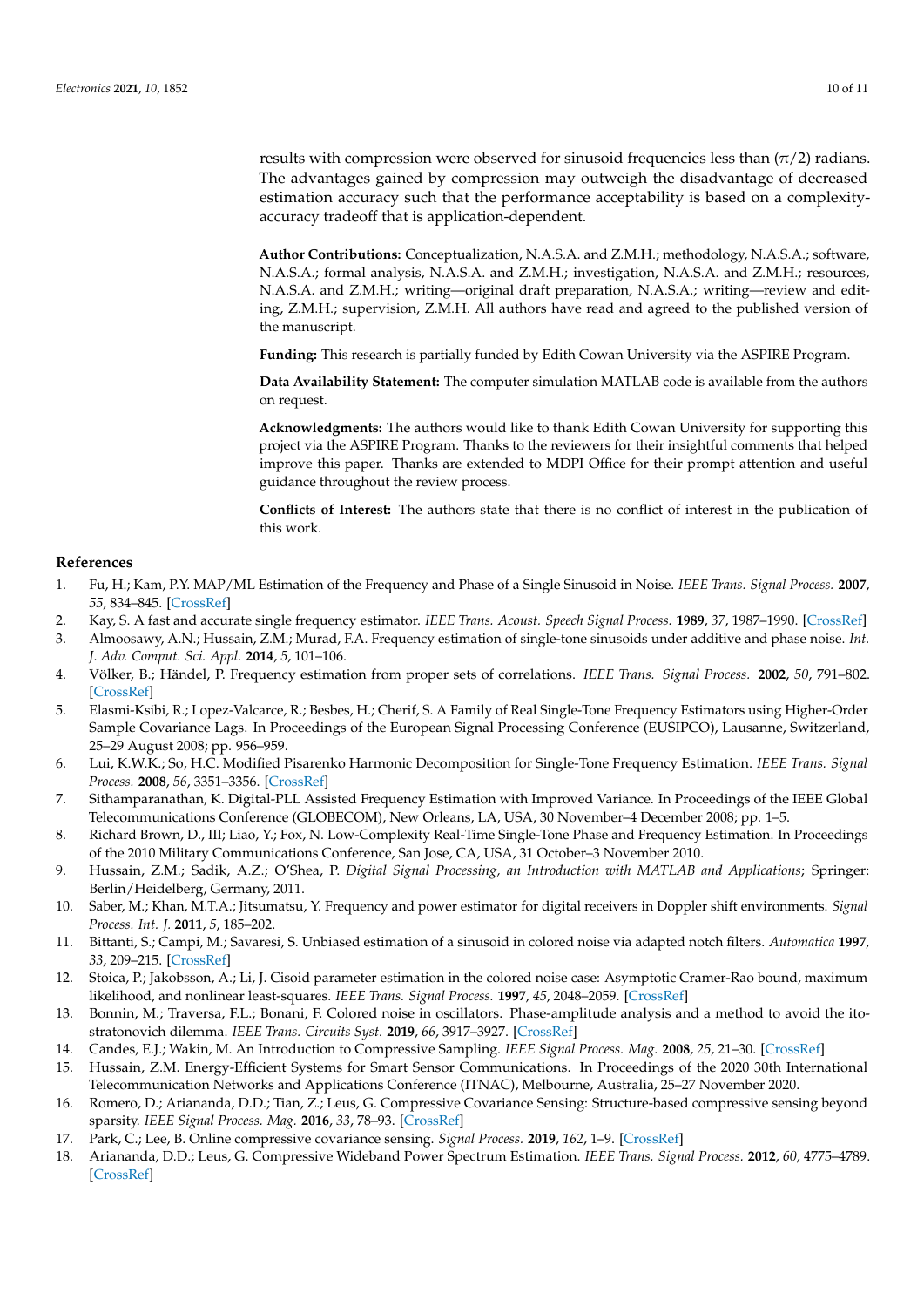results with compression were observed for sinusoid frequencies less than $(\pi/2)$ radians. The advantages gained by compression may outweigh the disadvantage of decreased estimation accuracy such that the performance acceptability is based on a complexity-accuracy tradeoff that is application-dependent.

**Author Contributions:** Conceptualization, N.A.S.A. and Z.M.H.; methodology, N.A.S.A.; software, N.A.S.A.; formal analysis, N.A.S.A. and Z.M.H.; investigation, N.A.S.A. and Z.M.H.; resources, N.A.S.A. and Z.M.H.; writing—original draft preparation, N.A.S.A.; writing—review and editing, Z.M.H.; supervision, Z.M.H. All authors have read and agreed to the published version of the manuscript.

**Funding:** This research is partially funded by Edith Cowan University via the ASPIRE Program.

**Data Availability Statement:** The computer simulation MATLAB code is available from the authors on request.

**Acknowledgments:** The authors would like to thank Edith Cowan University for supporting this project via the ASPIRE Program. Thanks to the reviewers for their insightful comments that helped improve this paper. Thanks are extended to MDPI Office for their prompt attention and useful guidance throughout the review process.

**Conflicts of Interest:** The authors state that there is no conflict of interest in the publication of this work.

## References

1. Fu, H.; Kam, P.Y. MAP/ML Estimation of the Frequency and Phase of a Single Sinusoid in Noise. *IEEE Trans. Signal Process.* **2007**, *55*, 834–845. [CrossRef]
2. Kay, S. A fast and accurate single frequency estimator. *IEEE Trans. Acoust. Speech Signal Process.* **1989**, *37*, 1987–1990. [CrossRef]
3. Almoosawy, A.N.; Hussain, Z.M.; Murad, F.A. Frequency estimation of single-tone sinusoids under additive and phase noise. *Int. J. Adv. Comput. Sci. Appl.* **2014**, *5*, 101–106.
4. Völker, B.; Händel, P. Frequency estimation from proper sets of correlations. *IEEE Trans. Signal Process.* **2002**, *50*, 791–802. [CrossRef]
5. Elasmi-Ksibi, R.; Lopez-Valcarce, R.; Besbes, H.; Cherif, S. A Family of Real Single-Tone Frequency Estimators using Higher-Order Sample Covariance Lags. In Proceedings of the European Signal Processing Conference (EUSIPCO), Lausanne, Switzerland, 25–29 August 2008; pp. 956–959.
6. Lui, K.W.K.; So, H.C. Modified Pisarenko Harmonic Decomposition for Single-Tone Frequency Estimation. *IEEE Trans. Signal Process.* **2008**, *56*, 3351–3356. [CrossRef]
7. Sithamparanathan, K. Digital-PLL Assisted Frequency Estimation with Improved Variance. In Proceedings of the IEEE Global Telecommunications Conference (GLOBECOM), New Orleans, LA, USA, 30 November–4 December 2008; pp. 1–5.
8. Richard Brown, D., III; Liao, Y.; Fox, N. Low-Complexity Real-Time Single-Tone Phase and Frequency Estimation. In Proceedings of the 2010 Military Communications Conference, San Jose, CA, USA, 31 October–3 November 2010.
9. Hussain, Z.M.; Sadik, A.Z.; O'Shea, P. *Digital Signal Processing, an Introduction with MATLAB and Applications*; Springer: Berlin/Heidelberg, Germany, 2011.
10. Saber, M.; Khan, M.T.A.; Jitsumatsu, Y. Frequency and power estimator for digital receivers in Doppler shift environments. *Signal Process. Int. J.* **2011**, *5*, 185–202.
11. Bittanti, S.; Campi, M.; Savaresi, S. Unbiased estimation of a sinusoid in colored noise via adapted notch filters. *Automatica* **1997**, *33*, 209–215. [CrossRef]
12. Stoica, P.; Jakobsson, A.; Li, J. Cisoid parameter estimation in the colored noise case: Asymptotic Cramer-Rao bound, maximum likelihood, and nonlinear least-squares. *IEEE Trans. Signal Process.* **1997**, *45*, 2048–2059. [CrossRef]
13. Bonnin, M.; Traversa, F.L.; Bonani, F. Colored noise in oscillators. Phase-amplitude analysis and a method to avoid the ito-stratonovich dilemma. *IEEE Trans. Circuits Syst.* **2019**, *66*, 3917–3927. [CrossRef]
14. Candes, E.J.; Wakin, M. An Introduction to Compressive Sampling. *IEEE Signal Process. Mag.* **2008**, *25*, 21–30. [CrossRef]
15. Hussain, Z.M. Energy-Efficient Systems for Smart Sensor Communications. In Proceedings of the 2020 30th International Telecommunication Networks and Applications Conference (ITNAC), Melbourne, Australia, 25–27 November 2020.
16. Romero, D.; Ariananda, D.D.; Tian, Z.; Leus, G. Compressive Covariance Sensing: Structure-based compressive sensing beyond sparsity. *IEEE Signal Process. Mag.* **2016**, *33*, 78–93. [CrossRef]
17. Park, C.; Lee, B. Online compressive covariance sensing. *Signal Process.* **2019**, *162*, 1–9. [CrossRef]
18. Ariananda, D.D.; Leus, G. Compressive Wideband Power Spectrum Estimation. *IEEE Trans. Signal Process.* **2012**, *60*, 4775–4789. [CrossRef]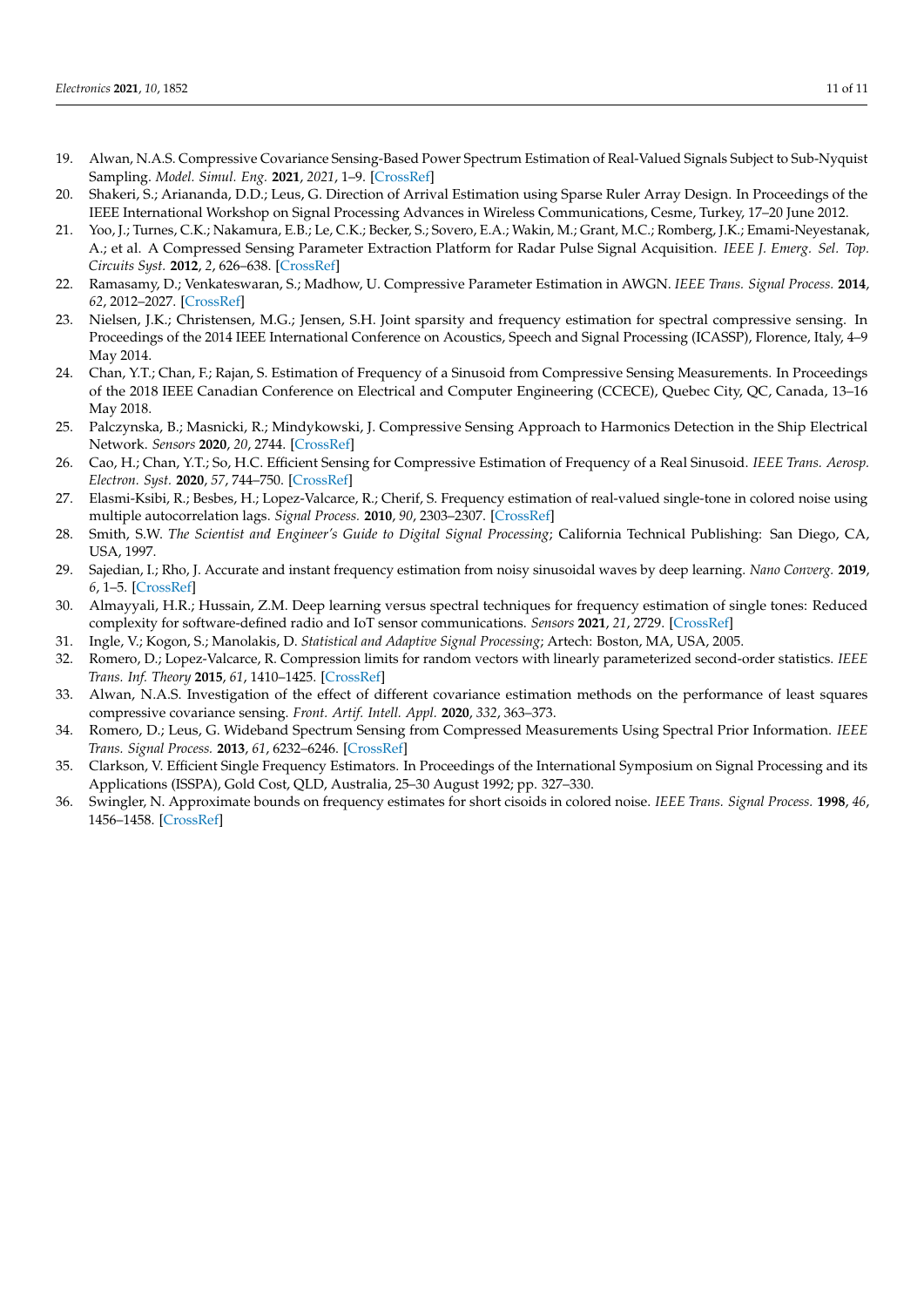19. Alwan, N.A.S. Compressive Covariance Sensing-Based Power Spectrum Estimation of Real-Valued Signals Subject to Sub-Nyquist Sampling. *Model. Simul. Eng.* **2021**, *2021*, 1–9. [CrossRef]
20. Shakeri, S.; Ariananda, D.D.; Leus, G. Direction of Arrival Estimation using Sparse Ruler Array Design. In Proceedings of the IEEE International Workshop on Signal Processing Advances in Wireless Communications, Cesme, Turkey, 17–20 June 2012.
21. Yoo, J.; Turnes, C.K.; Nakamura, E.B.; Le, C.K.; Becker, S.; Sovero, E.A.; Wakin, M.; Grant, M.C.; Romberg, J.K.; Emami-Neyestanak, A.; et al. A Compressed Sensing Parameter Extraction Platform for Radar Pulse Signal Acquisition. *IEEE J. Emerg. Sel. Top. Circuits Syst.* **2012**, *2*, 626–638. [CrossRef]
22. Ramasamy, D.; Venkateswaran, S.; Madhow, U. Compressive Parameter Estimation in AWGN. *IEEE Trans. Signal Process.* **2014**, *62*, 2012–2027. [CrossRef]
23. Nielsen, J.K.; Christensen, M.G.; Jensen, S.H. Joint sparsity and frequency estimation for spectral compressive sensing. In Proceedings of the 2014 IEEE International Conference on Acoustics, Speech and Signal Processing (ICASSP), Florence, Italy, 4–9 May 2014.
24. Chan, Y.T.; Chan, F.; Rajan, S. Estimation of Frequency of a Sinusoid from Compressive Sensing Measurements. In Proceedings of the 2018 IEEE Canadian Conference on Electrical and Computer Engineering (CCECE), Quebec City, QC, Canada, 13–16 May 2018.
25. Palczynska, B.; Masnicki, R.; Mindykowski, J. Compressive Sensing Approach to Harmonics Detection in the Ship Electrical Network. *Sensors* **2020**, *20*, 2744. [CrossRef]
26. Cao, H.; Chan, Y.T.; So, H.C. Efficient Sensing for Compressive Estimation of Frequency of a Real Sinusoid. *IEEE Trans. Aerosp. Electron. Syst.* **2020**, *57*, 744–750. [CrossRef]
27. Elasmi-Ksibi, R.; Besbes, H.; Lopez-Valcarce, R.; Cherif, S. Frequency estimation of real-valued single-tone in colored noise using multiple autocorrelation lags. *Signal Process.* **2010**, *90*, 2303–2307. [CrossRef]
28. Smith, S.W. *The Scientist and Engineer's Guide to Digital Signal Processing*; California Technical Publishing: San Diego, CA, USA, 1997.
29. Sajedian, I.; Rho, J. Accurate and instant frequency estimation from noisy sinusoidal waves by deep learning. *Nano Converg.* **2019**, *6*, 1–5. [CrossRef]
30. Almayyali, H.R.; Hussain, Z.M. Deep learning versus spectral techniques for frequency estimation of single tones: Reduced complexity for software-defined radio and IoT sensor communications. *Sensors* **2021**, *21*, 2729. [CrossRef]
31. Ingle, V.; Kogon, S.; Manolakis, D. *Statistical and Adaptive Signal Processing*; Artech: Boston, MA, USA, 2005.
32. Romero, D.; Lopez-Valcarce, R. Compression limits for random vectors with linearly parameterized second-order statistics. *IEEE Trans. Inf. Theory* **2015**, *61*, 1410–1425. [CrossRef]
33. Alwan, N.A.S. Investigation of the effect of different covariance estimation methods on the performance of least squares compressive covariance sensing. *Front. Artif. Intell. Appl.* **2020**, *332*, 363–373.
34. Romero, D.; Leus, G. Wideband Spectrum Sensing from Compressed Measurements Using Spectral Prior Information. *IEEE Trans. Signal Process.* **2013**, *61*, 6232–6246. [CrossRef]
35. Clarkson, V. Efficient Single Frequency Estimators. In Proceedings of the International Symposium on Signal Processing and its Applications (ISSPA), Gold Cost, QLD, Australia, 25–30 August 1992; pp. 327–330.
36. Swingler, N. Approximate bounds on frequency estimates for short cisoids in colored noise. *IEEE Trans. Signal Process.* **1998**, *46*, 1456–1458. [CrossRef]